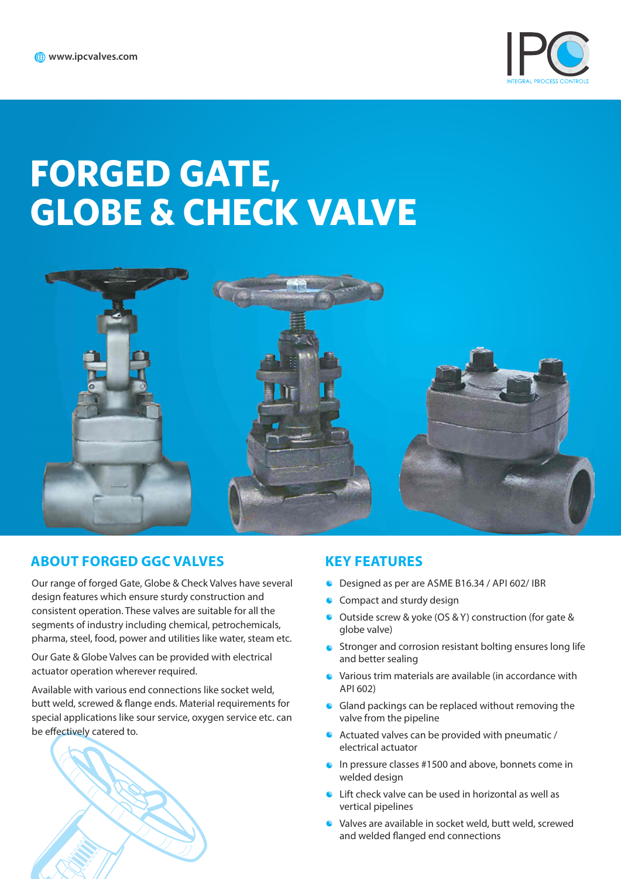www.ipcvalves.com

IPC
INTEGRAL PROCESS CONTROLS

# FORGED GATE, GLOBE & CHECK VALVE

## ABOUT FORGED GGC VALVES

Our range of forged Gate, Globe & Check Valves have several design features which ensure sturdy construction and consistent operation. These valves are suitable for all the segments of industry including chemical, petrochemicals, pharma, steel, food, power and utilities like water, steam etc.

Our Gate & Globe Valves can be provided with electrical actuator operation wherever required.

Available with various end connections like socket weld, butt weld, screwed & flange ends. Material requirements for special applications like sour service, oxygen service etc. can be effectively catered to.

## KEY FEATURES

- Designed as per are ASME B16.34 / API 602/ IBR
- Compact and sturdy design
- Outside screw & yoke (OS & Y) construction (for gate & globe valve)
- Stronger and corrosion resistant bolting ensures long life and better sealing
- Various trim materials are available (in accordance with API 602)
- Gland packings can be replaced without removing the valve from the pipeline
- Actuated valves can be provided with pneumatic / electrical actuator
- In pressure classes #1500 and above, bonnets come in welded design
- Lift check valve can be used in horizontal as well as vertical pipelines
- Valves are available in socket weld, butt weld, screwed and welded flanged end connections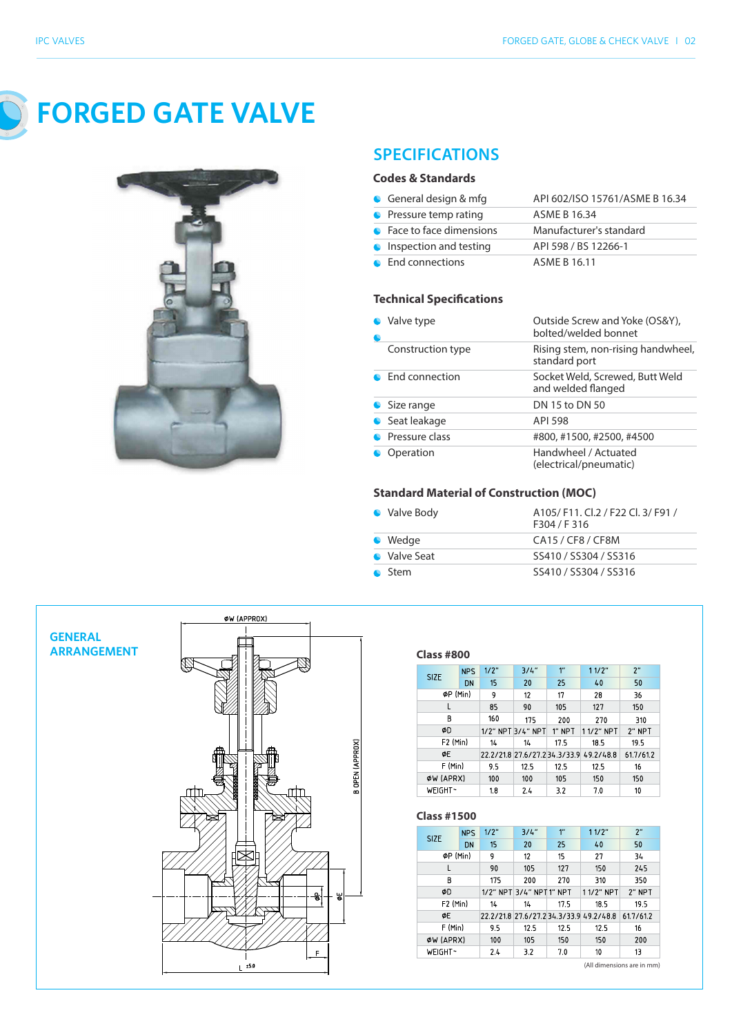# FORGED GATE VALVE

## SPECIFICATIONS

### Codes & Standards

| | |
|---|---|
| General design & mfg | API 602/ISO 15761/ASME B 16.34 |
| Pressure temp rating | ASME B 16.34 |
| Face to face dimensions | Manufacturer's standard |
| Inspection and testing | API 598 / BS 12266-1 |
| End connections | ASME B 16.11 |

### Technical Specifications

| | |
|---|---|
| Valve type | Outside Screw and Yoke (OS&Y), bolted/welded bonnet |
| Construction type | Rising stem, non-rising handwheel, standard port |
| End connection | Socket Weld, Screwed, Butt Weld and welded flanged |
| Size range | DN 15 to DN 50 |
| Seat leakage | API 598 |
| Pressure class | #800, #1500, #2500, #4500 |
| Operation | Handwheel / Actuated (electrical/pneumatic) |

### Standard Material of Construction (MOC)

| | |
|---|---|
| Valve Body | A105/ F11. Cl.2 / F22 Cl. 3/ F91 / F304 / F 316 |
| Wedge | CA15 / CF8 / CF8M |
| Valve Seat | SS410 / SS304 / SS316 |
| Stem | SS410 / SS304 / SS316 |

## GENERAL ARRANGEMENT

### Class #800

| SIZE | NPS | 1/2" | 3/4" | 1" | 1 1/2" | 2" |
|---|---|---|---|---|---|---|
| | DN | 15 | 20 | 25 | 40 | 50 |
| ØP (Min) | | 9 | 12 | 17 | 28 | 36 |
| L | | 85 | 90 | 105 | 127 | 150 |
| B | | 160 | 175 | 200 | 270 | 310 |
| ØD | | 1/2" NPT | 3/4" NPT | 1" NPT | 1 1/2" NPT | 2" NPT |
| F2 (Min) | | 14 | 14 | 17.5 | 18.5 | 19.5 |
| ØE | | 22.2/21.8 | 27.6/27.2 | 34.3/33.9 | 49.2/48.8 | 61.7/61.2 |
| F (Min) | | 9.5 | 12.5 | 12.5 | 12.5 | 16 |
| ØW (APRX) | | 100 | 100 | 105 | 150 | 150 |
| WEIGHT~ | | 1.8 | 2.4 | 3.2 | 7.0 | 10 |

### Class #1500

| SIZE | NPS | 1/2" | 3/4" | 1" | 1 1/2" | 2" |
|---|---|---|---|---|---|---|
| | DN | 15 | 20 | 25 | 40 | 50 |
| ØP (Min) | | 9 | 12 | 15 | 27 | 34 |
| L | | 90 | 105 | 127 | 150 | 245 |
| B | | 175 | 200 | 270 | 310 | 350 |
| ØD | | 1/2" NPT | 3/4" NPT | 1" NPT | 1 1/2" NPT | 2" NPT |
| F2 (Min) | | 14 | 14 | 17.5 | 18.5 | 19.5 |
| ØE | | 22.2/21.8 | 27.6/27.2 | 34.3/33.9 | 49.2/48.8 | 61.7/61.2 |
| F (Min) | | 9.5 | 12.5 | 12.5 | 12.5 | 16 |
| ØW (APRX) | | 100 | 105 | 150 | 150 | 200 |
| WEIGHT~ | | 2.4 | 3.2 | 7.0 | 10 | 13 |

(All dimensions are in mm)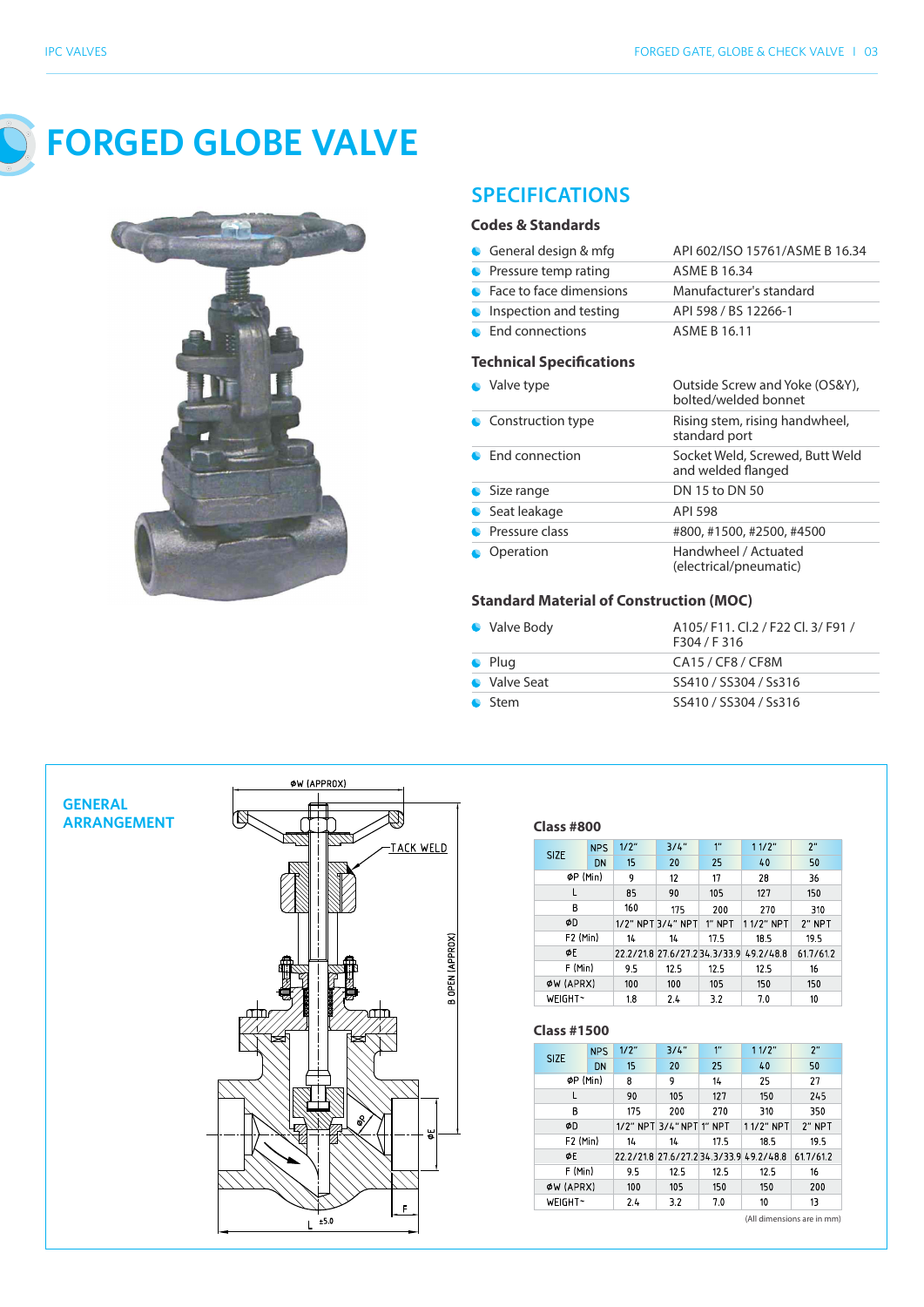# FORGED GLOBE VALVE

## SPECIFICATIONS

### Codes & Standards

| | |
|---|---|
| General design & mfg | API 602/ISO 15761/ASME B 16.34 |
| Pressure temp rating | ASME B 16.34 |
| Face to face dimensions | Manufacturer's standard |
| Inspection and testing | API 598 / BS 12266-1 |
| End connections | ASME B 16.11 |

### Technical Specifications

| | |
|---|---|
| Valve type | Outside Screw and Yoke (OS&Y), bolted/welded bonnet |
| Construction type | Rising stem, rising handwheel, standard port |
| End connection | Socket Weld, Screwed, Butt Weld and welded flanged |
| Size range | DN 15 to DN 50 |
| Seat leakage | API 598 |
| Pressure class | #800, #1500, #2500, #4500 |
| Operation | Handwheel / Actuated (electrical/pneumatic) |

### Standard Material of Construction (MOC)

| | |
|---|---|
| Valve Body | A105/ F11. Cl.2 / F22 Cl. 3/ F91 / F304 / F 316 |
| Plug | CA15 / CF8 / CF8M |
| Valve Seat | SS410 / SS304 / Ss316 |
| Stem | SS410 / SS304 / Ss316 |

## GENERAL ARRANGEMENT

### Class #800

| SIZE | NPS | 1/2" | 3/4" | 1" | 1 1/2" | 2" |
|---|---|---|---|---|---|---|
| | DN | 15 | 20 | 25 | 40 | 50 |
| ØP (Min) | | 9 | 12 | 17 | 28 | 36 |
| L | | 85 | 90 | 105 | 127 | 150 |
| B | | 160 | 175 | 200 | 270 | 310 |
| ØD | | 1/2" NPT | 3/4" NPT | 1" NPT | 1 1/2" NPT | 2" NPT |
| F2 (Min) | | 14 | 14 | 17.5 | 18.5 | 19.5 |
| ØE | | 22.2/21.8 | 27.6/27.2 | 34.3/33.9 | 49.2/48.8 | 61.7/61.2 |
| F (Min) | | 9.5 | 12.5 | 12.5 | 12.5 | 16 |
| ØW (APRX) | | 100 | 100 | 105 | 150 | 150 |
| WEIGHT~ | | 1.8 | 2.4 | 3.2 | 7.0 | 10 |

### Class #1500

| SIZE | NPS | 1/2" | 3/4" | 1" | 1 1/2" | 2" |
|---|---|---|---|---|---|---|
| | DN | 15 | 20 | 25 | 40 | 50 |
| ØP (Min) | | 8 | 9 | 14 | 25 | 27 |
| L | | 90 | 105 | 127 | 150 | 245 |
| B | | 175 | 200 | 270 | 310 | 350 |
| ØD | | 1/2" NPT | 3/4" NPT | 1" NPT | 1 1/2" NPT | 2" NPT |
| F2 (Min) | | 14 | 14 | 17.5 | 18.5 | 19.5 |
| ØE | | 22.2/21.8 | 27.6/27.2 | 34.3/33.9 | 49.2/48.8 | 61.7/61.2 |
| F (Min) | | 9.5 | 12.5 | 12.5 | 12.5 | 16 |
| ØW (APRX) | | 100 | 105 | 150 | 150 | 200 |
| WEIGHT~ | | 2.4 | 3.2 | 7.0 | 10 | 13 |

(All dimensions are in mm)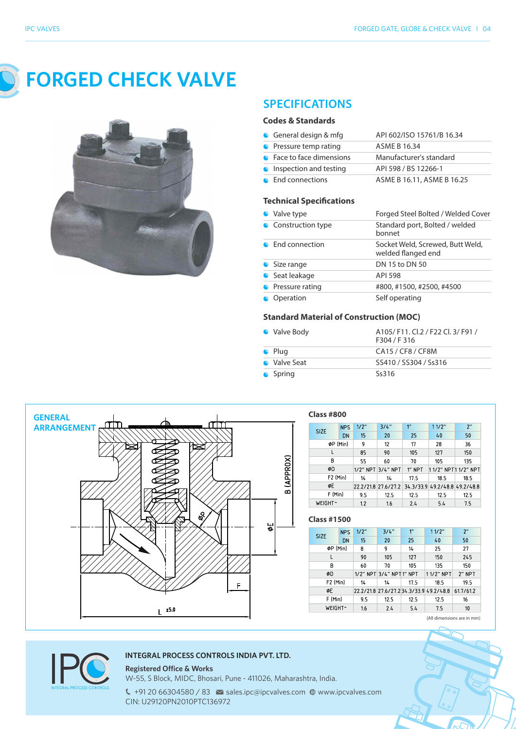# FORGED CHECK VALVE

## SPECIFICATIONS

### Codes & Standards

| | |
|---|---|
| General design & mfg | API 602/ISO 15761/B 16.34 |
| Pressure temp rating | ASME B 16.34 |
| Face to face dimensions | Manufacturer's standard |
| Inspection and testing | API 598 / BS 12266-1 |
| End connections | ASME B 16.11, ASME B 16.25 |

### Technical Specifications

| | |
|---|---|
| Valve type | Forged Steel Bolted / Welded Cover |
| Construction type | Standard port, Bolted / welded bonnet |
| End connection | Socket Weld, Screwed, Butt Weld, welded flanged end |
| Size range | DN 15 to DN 50 |
| Seat leakage | API 598 |
| Pressure rating | #800, #1500, #2500, #4500 |
| Operation | Self operating |

### Standard Material of Construction (MOC)

| | |
|---|---|
| Valve Body | A105/ F11. Cl.2 / F22 Cl. 3/ F91 / F304 / F 316 |
| Plug | CA15 / CF8 / CF8M |
| Valve Seat | SS410 / SS304 / Ss316 |
| Spring | Ss316 |

## GENERAL ARRANGEMENT

B (APPROX)

ØP

ØE

F

L ±5.0

### Class #800

| SIZE | NPS | 1/2" | 3/4" | 1" | 1 1/2" | 2" |
|---|---|---|---|---|---|---|
| | DN | 15 | 20 | 25 | 40 | 50 |
| ØP (Min) | | 9 | 12 | 17 | 28 | 36 |
| L | | 85 | 90 | 105 | 127 | 150 |
| B | | 55 | 60 | 70 | 105 | 135 |
| ØD | | 1/2" NPT | 3/4" NPT | 1" NPT | 1 1/2" NPT | 1 1/2" NPT |
| F2 (Min) | | 14 | 14 | 17.5 | 18.5 | 18.5 |
| ØE | | 22.2/21.8 | 27.6/27.2 | 34.3/33.9 | 49.2/48.8 | 49.2/48.8 |
| F (Min) | | 9.5 | 12.5 | 12.5 | 12.5 | 12.5 |
| WEIGHT~ | | 1.2 | 1.6 | 2.4 | 5.4 | 7.5 |

### Class #1500

| SIZE | NPS | 1/2" | 3/4" | 1" | 1 1/2" | 2" |
|---|---|---|---|---|---|---|
| | DN | 15 | 20 | 25 | 40 | 50 |
| ØP (Min) | | 8 | 9 | 14 | 25 | 27 |
| L | | 90 | 105 | 127 | 150 | 245 |
| B | | 60 | 70 | 105 | 135 | 150 |
| ØD | | 1/2" NPT | 3/4" NPT | 1" NPT | 1 1/2" NPT | 2" NPT |
| F2 (Min) | | 14 | 14 | 17.5 | 18.5 | 19.5 |
| ØE | | 22.2/21.8 | 27.6/27.2 | 34.3/33.9 | 49.2/48.8 | 61.7/61.2 |
| F (Min) | | 9.5 | 12.5 | 12.5 | 12.5 | 16 |
| WEIGHT~ | | 1.6 | 2.4 | 5.4 | 7.5 | 10 |

(All dimensions are in mm)

**INTEGRAL PROCESS CONTROLS INDIA PVT. LTD.**

**Registered Office & Works**
W-55, S Block, MIDC, Bhosari, Pune - 411026, Maharashtra, India.

+91 20 66304580 / 83 sales.ipc@ipcvalves.com www.ipcvalves.com
CIN: U29120PN2010PTC136972